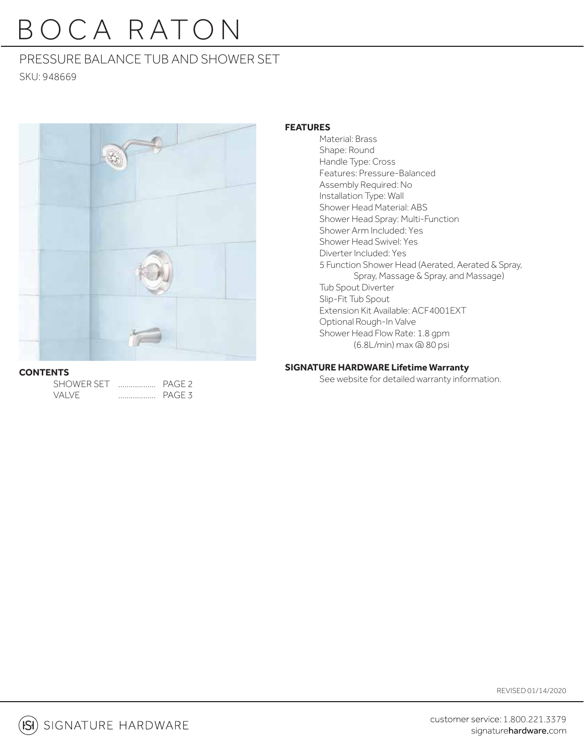# BOCA RATON

## PRESSURE BALANCE TUB AND SHOWER SET

SKU: 948669

**CONTENTS**

| | | |
|---|---|---|
| SHOWER SET | .................. | PAGE 2 |
| VALVE | .................. | PAGE 3 |

**FEATURES**

- Material: Brass
- Shape: Round
- Handle Type: Cross
- Features: Pressure-Balanced
- Assembly Required: No
- Installation Type: Wall
- Shower Head Material: ABS
- Shower Head Spray: Multi-Function
- Shower Arm Included: Yes
- Shower Head Swivel: Yes
- Diverter Included: Yes
- 5 Function Shower Head (Aerated, Aerated & Spray, Spray, Massage & Spray, and Massage)
- Tub Spout Diverter
- Slip-Fit Tub Spout
- Extension Kit Available: ACF4001EXT
- Optional Rough-In Valve
- Shower Head Flow Rate: 1.8 gpm (6.8L/min) max @ 80 psi

**SIGNATURE HARDWARE Lifetime Warranty**

See website for detailed warranty information.

REVISED 01/14/2020

SIGNATURE HARDWARE

customer service: 1.800.221.3379
signaturehardware.com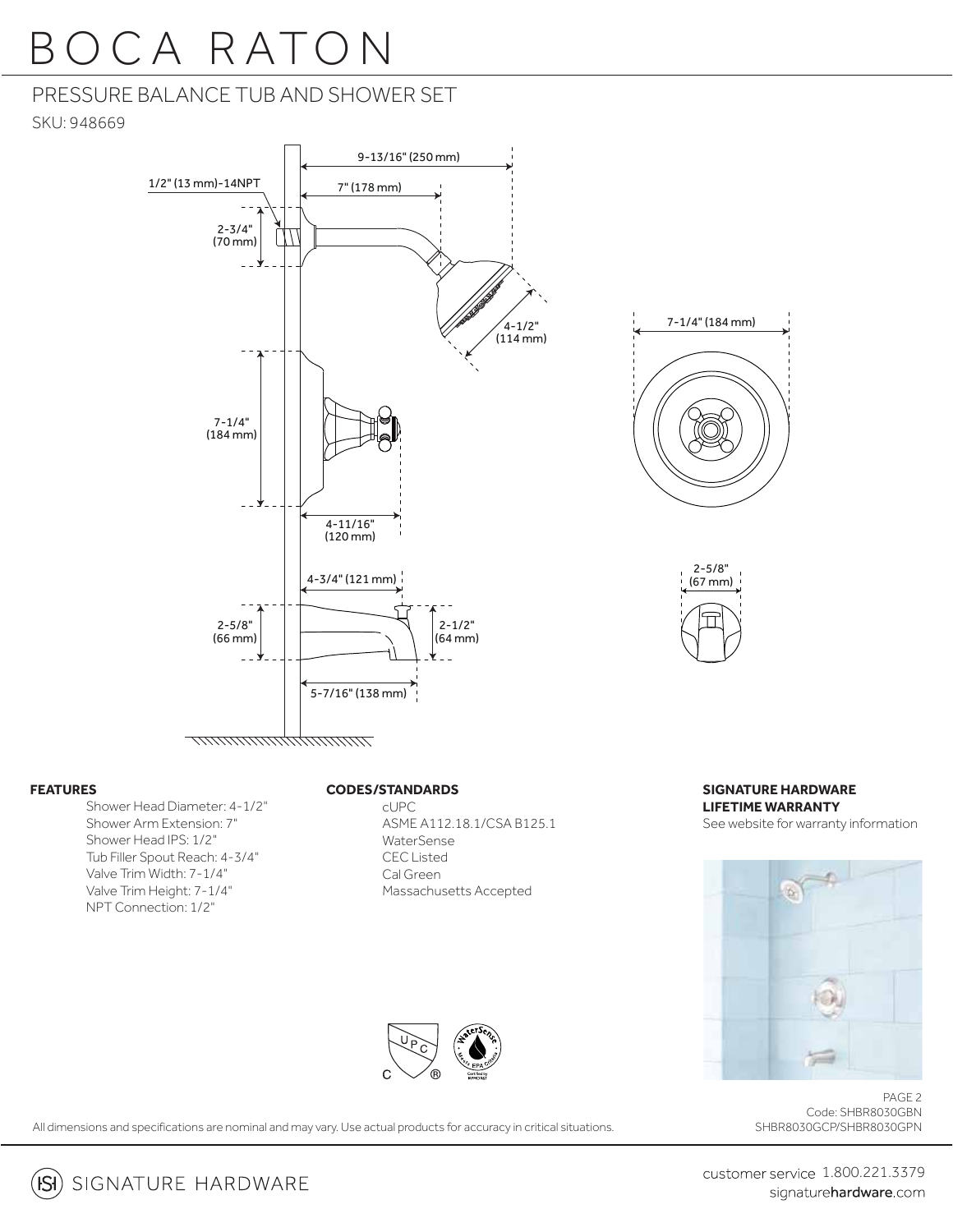# BOCA RATON

## PRESSURE BALANCE TUB AND SHOWER SET

SKU: 948669

9-13/16" (250 mm)

1/2" (13 mm)-14NPT

7" (178 mm)

2-3/4" (70 mm)

4-1/2" (114 mm)

7-1/4" (184 mm)

7-1/4" (184 mm)

4-11/16" (120 mm)

4-3/4" (121 mm)

2-5/8" (67 mm)

2-5/8" (66 mm)

2-1/2" (64 mm)

5-7/16" (138 mm)

**FEATURES**

- Shower Head Diameter: 4-1/2"
- Shower Arm Extension: 7"
- Shower Head IPS: 1/2"
- Tub Filler Spout Reach: 4-3/4"
- Valve Trim Width: 7-1/4"
- Valve Trim Height: 7-1/4"
- NPT Connection: 1/2"

**CODES/STANDARDS**

- cUPC
- ASME A112.18.1/CSA B125.1
- WaterSense
- CEC Listed
- Cal Green
- Massachusetts Accepted

**SIGNATURE HARDWARE LIFETIME WARRANTY**

See website for warranty information

Code: SHBR8030GBN SHBR8030GCP/SHBR8030GPN

All dimensions and specifications are nominal and may vary. Use actual products for accuracy in critical situations.

SIGNATURE HARDWARE

customer service 1.800.221.3379
signaturehardware.com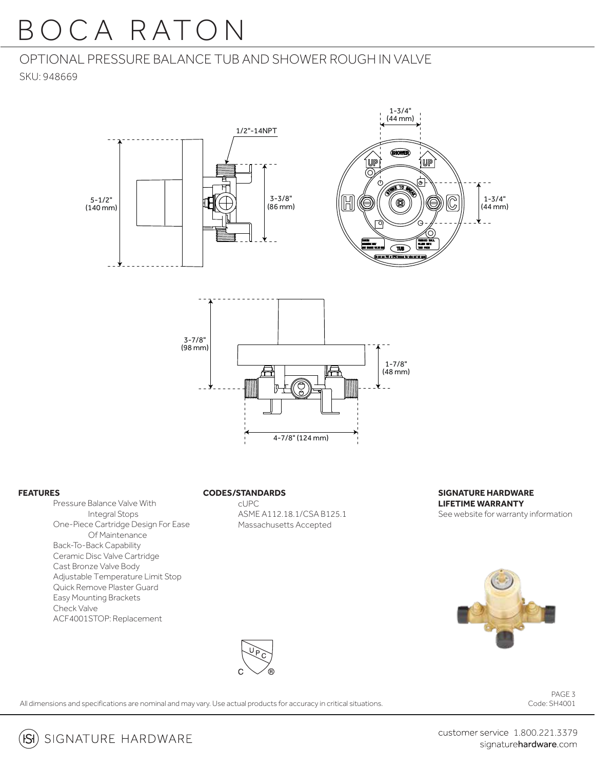# BOCA RATON

## OPTIONAL PRESSURE BALANCE TUB AND SHOWER ROUGH IN VALVE

SKU: 948669

1/2"-14NPT

5-1/2" (140 mm)

3-3/8" (86 mm)

1-3/4" (44 mm)

1-3/4" (44 mm)

3-7/8" (98 mm)

1-7/8" (48 mm)

4-7/8" (124 mm)

**FEATURES**

- Pressure Balance Valve With Integral Stops
- One-Piece Cartridge Design For Ease Of Maintenance
- Back-To-Back Capability
- Ceramic Disc Valve Cartridge
- Cast Bronze Valve Body
- Adjustable Temperature Limit Stop
- Quick Remove Plaster Guard
- Easy Mounting Brackets
- Check Valve
- ACF4001STOP: Replacement

**CODES/STANDARDS**

cUPC
ASME A112.18.1/CSA B125.1
Massachusetts Accepted

**SIGNATURE HARDWARE LIFETIME WARRANTY**

See website for warranty information

All dimensions and specifications are nominal and may vary. Use actual products for accuracy in critical situations.

Code: SH4001

SIGNATURE HARDWARE

customer service 1.800.221.3379
signaturehardware.com